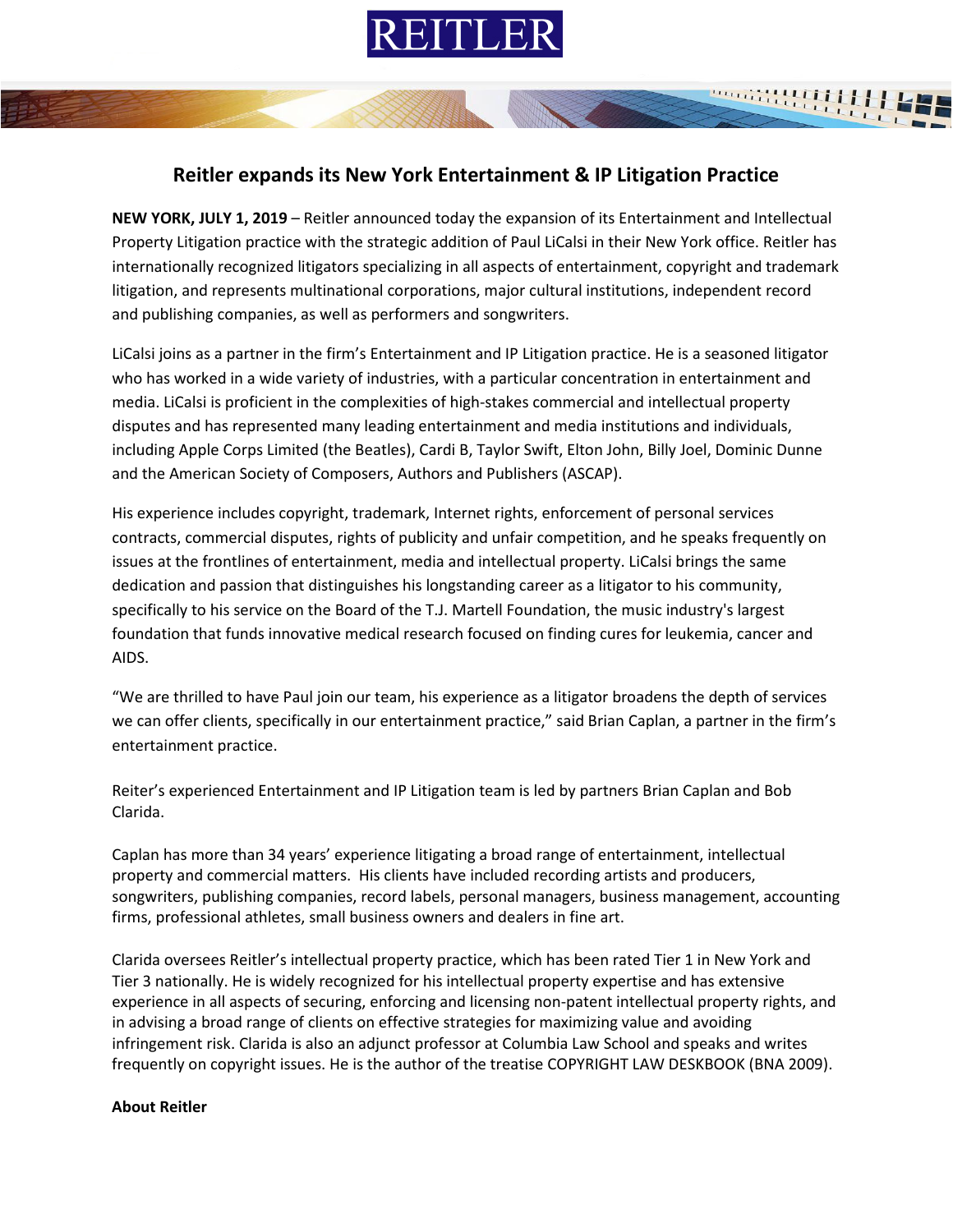REITLER

## Reitler expands its New York Entertainment & IP Litigation Practice

**NEW YORK, JULY 1, 2019** – Reitler announced today the expansion of its Entertainment and Intellectual Property Litigation practice with the strategic addition of Paul LiCalsi in their New York office. Reitler has internationally recognized litigators specializing in all aspects of entertainment, copyright and trademark litigation, and represents multinational corporations, major cultural institutions, independent record and publishing companies, as well as performers and songwriters.

LiCalsi joins as a partner in the firm's Entertainment and IP Litigation practice. He is a seasoned litigator who has worked in a wide variety of industries, with a particular concentration in entertainment and media. LiCalsi is proficient in the complexities of high-stakes commercial and intellectual property disputes and has represented many leading entertainment and media institutions and individuals, including Apple Corps Limited (the Beatles), Cardi B, Taylor Swift, Elton John, Billy Joel, Dominic Dunne and the American Society of Composers, Authors and Publishers (ASCAP).

His experience includes copyright, trademark, Internet rights, enforcement of personal services contracts, commercial disputes, rights of publicity and unfair competition, and he speaks frequently on issues at the frontlines of entertainment, media and intellectual property. LiCalsi brings the same dedication and passion that distinguishes his longstanding career as a litigator to his community, specifically to his service on the Board of the T.J. Martell Foundation, the music industry's largest foundation that funds innovative medical research focused on finding cures for leukemia, cancer and AIDS.

"We are thrilled to have Paul join our team, his experience as a litigator broadens the depth of services we can offer clients, specifically in our entertainment practice," said Brian Caplan, a partner in the firm's entertainment practice.

Reiter's experienced Entertainment and IP Litigation team is led by partners Brian Caplan and Bob Clarida.

Caplan has more than 34 years' experience litigating a broad range of entertainment, intellectual property and commercial matters. His clients have included recording artists and producers, songwriters, publishing companies, record labels, personal managers, business management, accounting firms, professional athletes, small business owners and dealers in fine art.

Clarida oversees Reitler's intellectual property practice, which has been rated Tier 1 in New York and Tier 3 nationally. He is widely recognized for his intellectual property expertise and has extensive experience in all aspects of securing, enforcing and licensing non-patent intellectual property rights, and in advising a broad range of clients on effective strategies for maximizing value and avoiding infringement risk. Clarida is also an adjunct professor at Columbia Law School and speaks and writes frequently on copyright issues. He is the author of the treatise COPYRIGHT LAW DESKBOOK (BNA 2009).

**About Reitler**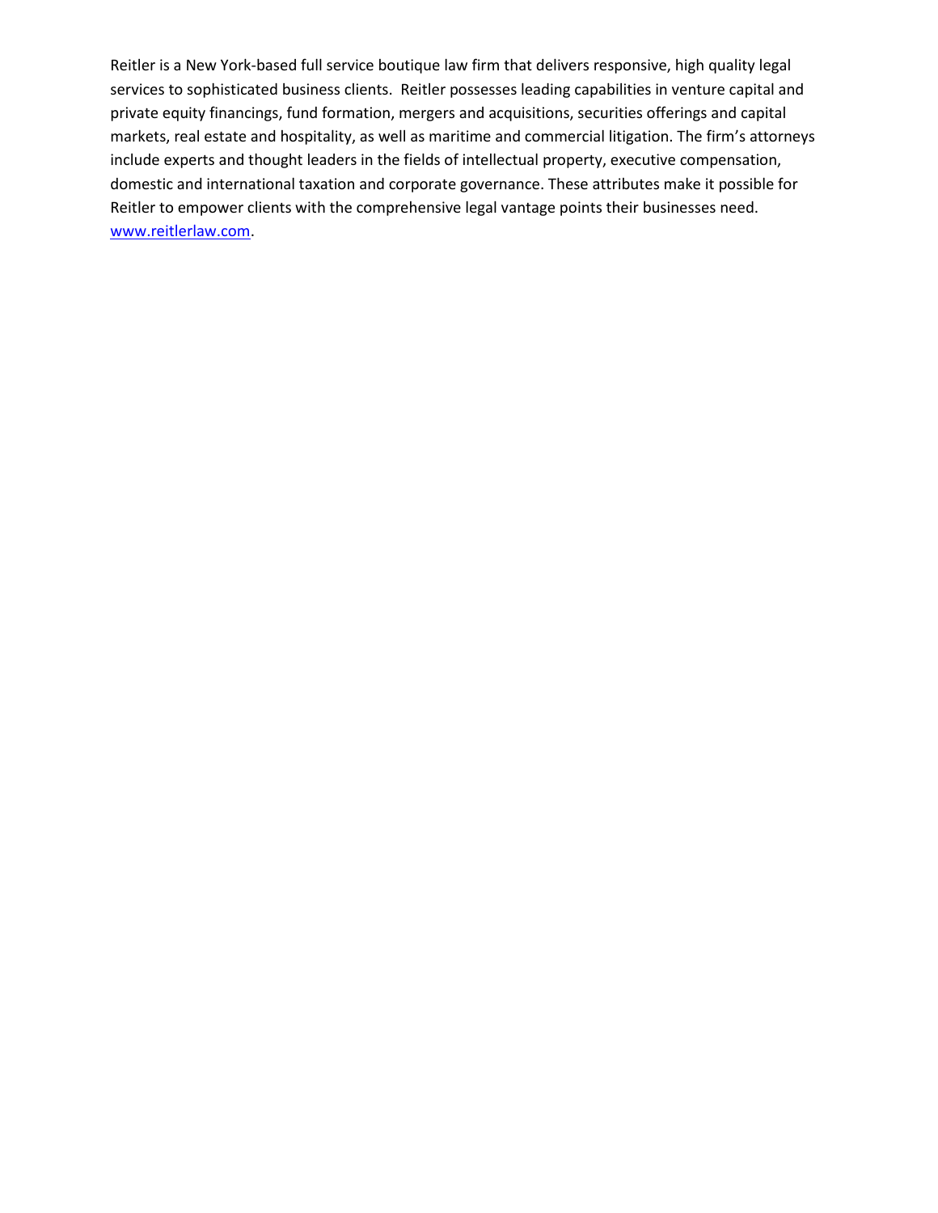Reitler is a New York-based full service boutique law firm that delivers responsive, high quality legal services to sophisticated business clients. Reitler possesses leading capabilities in venture capital and private equity financings, fund formation, mergers and acquisitions, securities offerings and capital markets, real estate and hospitality, as well as maritime and commercial litigation. The firm's attorneys include experts and thought leaders in the fields of intellectual property, executive compensation, domestic and international taxation and corporate governance. These attributes make it possible for Reitler to empower clients with the comprehensive legal vantage points their businesses need. [www.reitlerlaw.com](http://www.reitlerlaw.com).